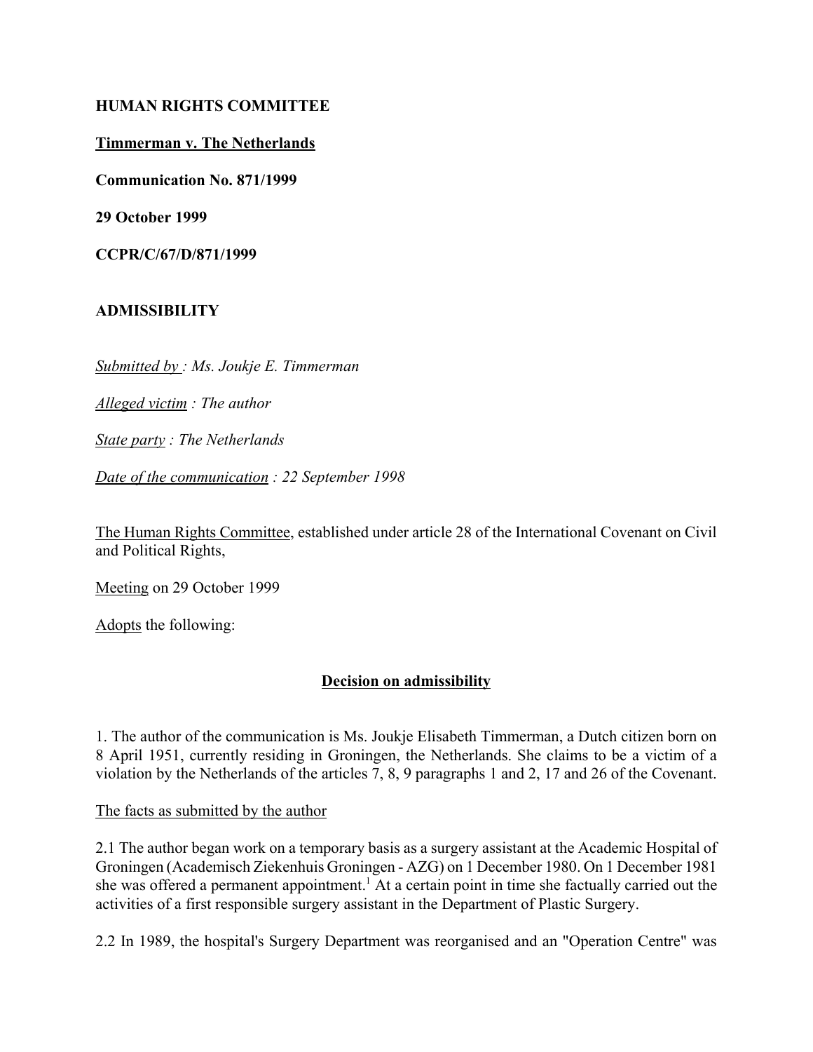**HUMAN RIGHTS COMMITTEE**

**Timmerman v. The Netherlands**

**Communication No. 871/1999**

**29 October 1999**

**CCPR/C/67/D/871/1999**

**ADMISSIBILITY**

*Submitted by : Ms. Joukje E. Timmerman*

*Alleged victim : The author*

*State party : The Netherlands*

*Date of the communication : 22 September 1998*

The Human Rights Committee, established under article 28 of the International Covenant on Civil and Political Rights,

Meeting on 29 October 1999

Adopts the following:

**Decision on admissibility**

1. The author of the communication is Ms. Joukje Elisabeth Timmerman, a Dutch citizen born on 8 April 1951, currently residing in Groningen, the Netherlands. She claims to be a victim of a violation by the Netherlands of the articles 7, 8, 9 paragraphs 1 and 2, 17 and 26 of the Covenant.

The facts as submitted by the author

2.1 The author began work on a temporary basis as a surgery assistant at the Academic Hospital of Groningen (Academisch Ziekenhuis Groningen - AZG) on 1 December 1980. On 1 December 1981 she was offered a permanent appointment.[1] At a certain point in time she factually carried out the activities of a first responsible surgery assistant in the Department of Plastic Surgery.

2.2 In 1989, the hospital's Surgery Department was reorganised and an "Operation Centre" was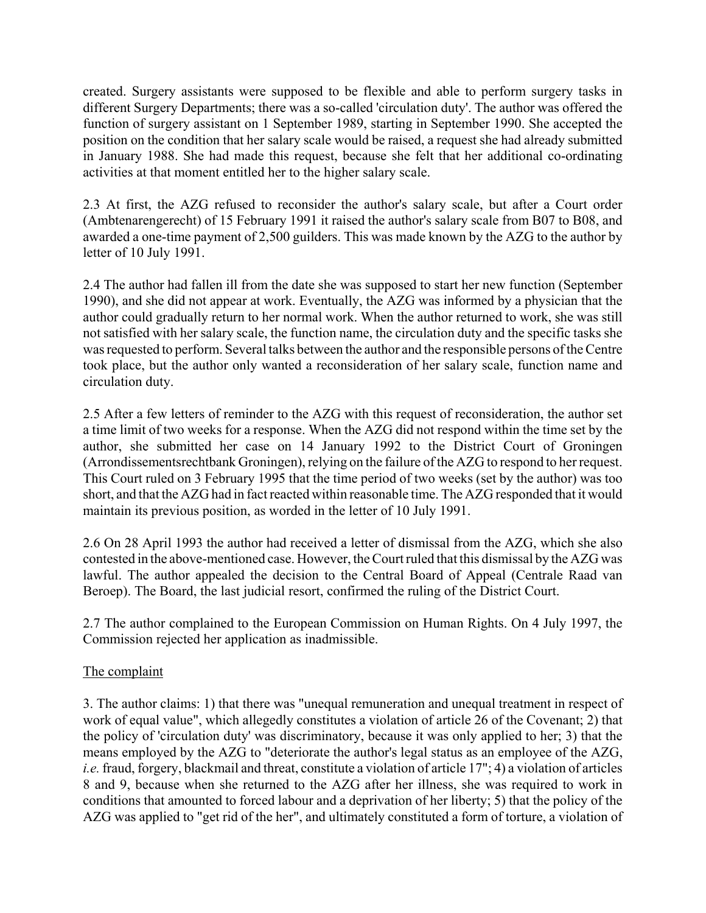created. Surgery assistants were supposed to be flexible and able to perform surgery tasks in different Surgery Departments; there was a so-called 'circulation duty'. The author was offered the function of surgery assistant on 1 September 1989, starting in September 1990. She accepted the position on the condition that her salary scale would be raised, a request she had already submitted in January 1988. She had made this request, because she felt that her additional co-ordinating activities at that moment entitled her to the higher salary scale.

2.3 At first, the AZG refused to reconsider the author's salary scale, but after a Court order (Ambtenarengerecht) of 15 February 1991 it raised the author's salary scale from B07 to B08, and awarded a one-time payment of 2,500 guilders. This was made known by the AZG to the author by letter of 10 July 1991.

2.4 The author had fallen ill from the date she was supposed to start her new function (September 1990), and she did not appear at work. Eventually, the AZG was informed by a physician that the author could gradually return to her normal work. When the author returned to work, she was still not satisfied with her salary scale, the function name, the circulation duty and the specific tasks she was requested to perform. Several talks between the author and the responsible persons of the Centre took place, but the author only wanted a reconsideration of her salary scale, function name and circulation duty.

2.5 After a few letters of reminder to the AZG with this request of reconsideration, the author set a time limit of two weeks for a response. When the AZG did not respond within the time set by the author, she submitted her case on 14 January 1992 to the District Court of Groningen (Arrondissementsrechtbank Groningen), relying on the failure of the AZG to respond to her request. This Court ruled on 3 February 1995 that the time period of two weeks (set by the author) was too short, and that the AZG had in fact reacted within reasonable time. The AZG responded that it would maintain its previous position, as worded in the letter of 10 July 1991.

2.6 On 28 April 1993 the author had received a letter of dismissal from the AZG, which she also contested in the above-mentioned case. However, the Court ruled that this dismissal by the AZG was lawful. The author appealed the decision to the Central Board of Appeal (Centrale Raad van Beroep). The Board, the last judicial resort, confirmed the ruling of the District Court.

2.7 The author complained to the European Commission on Human Rights. On 4 July 1997, the Commission rejected her application as inadmissible.

The complaint

3. The author claims: 1) that there was "unequal remuneration and unequal treatment in respect of work of equal value", which allegedly constitutes a violation of article 26 of the Covenant; 2) that the policy of 'circulation duty' was discriminatory, because it was only applied to her; 3) that the means employed by the AZG to "deteriorate the author's legal status as an employee of the AZG, *i.e.* fraud, forgery, blackmail and threat, constitute a violation of article 17"; 4) a violation of articles 8 and 9, because when she returned to the AZG after her illness, she was required to work in conditions that amounted to forced labour and a deprivation of her liberty; 5) that the policy of the AZG was applied to "get rid of the her", and ultimately constituted a form of torture, a violation of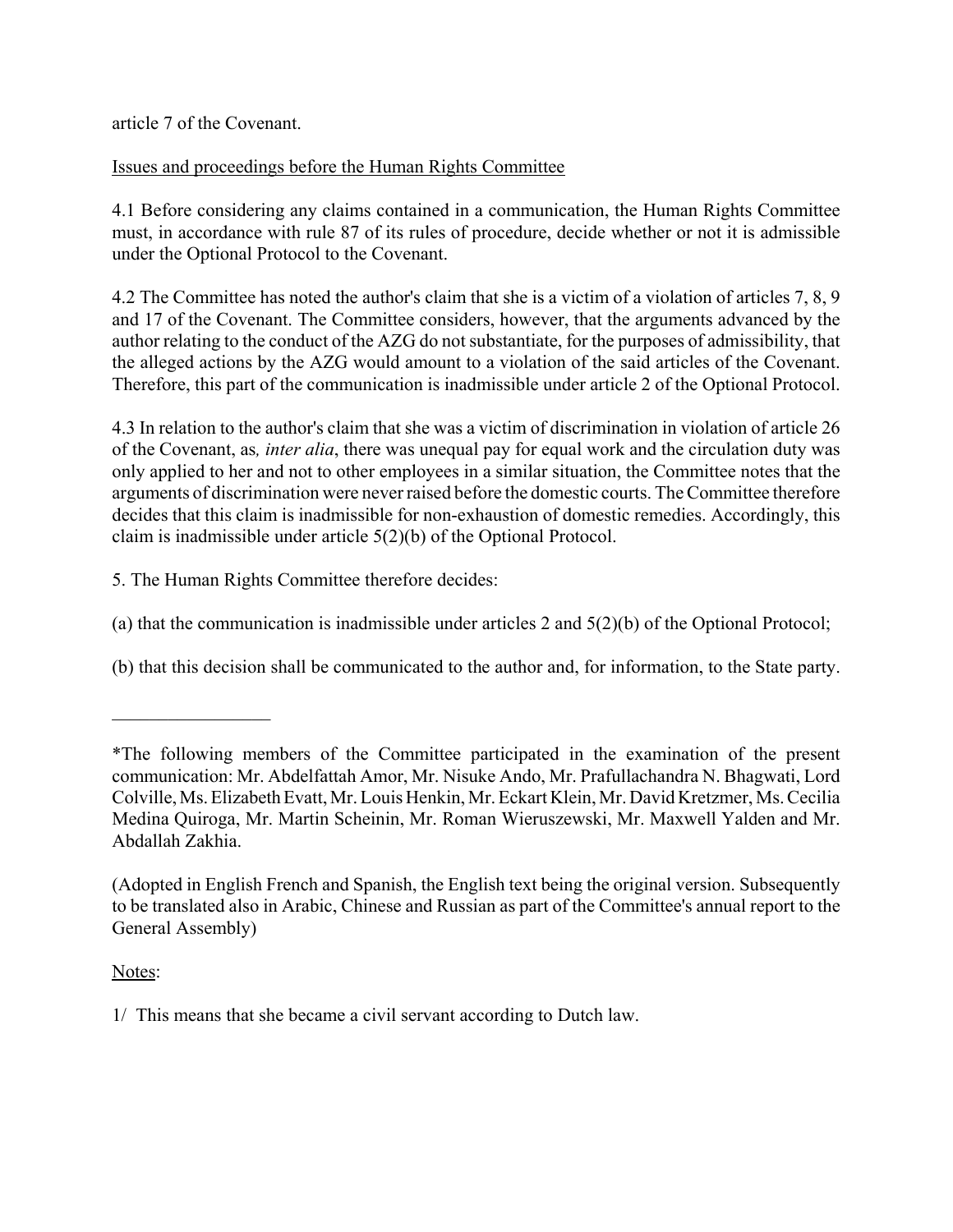article 7 of the Covenant.

Issues and proceedings before the Human Rights Committee

4.1 Before considering any claims contained in a communication, the Human Rights Committee must, in accordance with rule 87 of its rules of procedure, decide whether or not it is admissible under the Optional Protocol to the Covenant.

4.2 The Committee has noted the author's claim that she is a victim of a violation of articles 7, 8, 9 and 17 of the Covenant. The Committee considers, however, that the arguments advanced by the author relating to the conduct of the AZG do not substantiate, for the purposes of admissibility, that the alleged actions by the AZG would amount to a violation of the said articles of the Covenant. Therefore, this part of the communication is inadmissible under article 2 of the Optional Protocol.

4.3 In relation to the author's claim that she was a victim of discrimination in violation of article 26 of the Covenant, as*, inter alia*, there was unequal pay for equal work and the circulation duty was only applied to her and not to other employees in a similar situation, the Committee notes that the arguments of discrimination were never raised before the domestic courts. The Committee therefore decides that this claim is inadmissible for non-exhaustion of domestic remedies. Accordingly, this claim is inadmissible under article 5(2)(b) of the Optional Protocol.

5. The Human Rights Committee therefore decides:

(a) that the communication is inadmissible under articles 2 and 5(2)(b) of the Optional Protocol;

(b) that this decision shall be communicated to the author and, for information, to the State party.

---

*The following members of the Committee participated in the examination of the present communication: Mr. Abdelfattah Amor, Mr. Nisuke Ando, Mr. Prafullachandra N. Bhagwati, Lord Colville, Ms. Elizabeth Evatt, Mr. Louis Henkin, Mr. Eckart Klein, Mr. David Kretzmer, Ms. Cecilia Medina Quiroga, Mr. Martin Scheinin, Mr. Roman Wieruszewski, Mr. Maxwell Yalden and Mr. Abdallah Zakhia.

(Adopted in English French and Spanish, the English text being the original version. Subsequently to be translated also in Arabic, Chinese and Russian as part of the Committee's annual report to the General Assembly)

Notes:

1/ This means that she became a civil servant according to Dutch law.